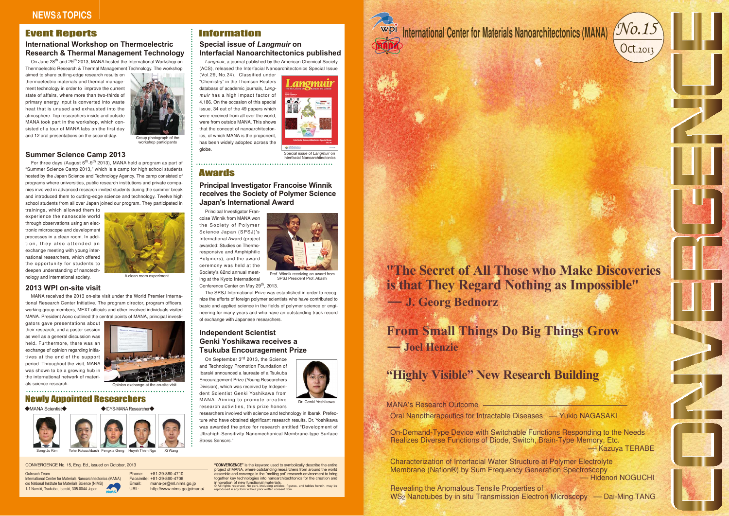# NEWS&TOPICS

## Event Reports

### International Workshop on Thermoelectric Research & Thermal Management Technology

On June 28th and 29th 2013, MANA hosted the International Workshop on Thermoelectric Research & Thermal Management Technology. The workshop aimed to share cutting-edge research results on thermoelectric materials and thermal management technology in order to improve the current state of affairs, where more than two-thirds of primary energy input is converted into waste heat that is unused and exhausted into the atmosphere. Top researchers inside and outside MANA took part in the workshop, which consisted of a tour of MANA labs on the first day and 12 oral presentations on the second day.

Group photograph of the workshop participants

### Summer Science Camp 2013

For three days (August 6th-9th 2013), MANA held a program as part of "Summer Science Camp 2013," which is a camp for high school students hosted by the Japan Science and Technology Agency. The camp consisted of programs where universities, public research institutions and private companies involved in advanced research invited students during the summer break and introduced them to cutting-edge science and technology. Twelve high school students from all over Japan joined our program. They participated in trainings, which allowed them to experience the nanoscale world through observations using an electronic microscope and development processes in a clean room. In addition, they also attended an exchange meeting with young international researchers, which offered the opportunity for students to deepen understanding of nanotechnology and international society.

A clean room experiment

### 2013 WPI on-site visit

MANA received the 2013 on-site visit under the World Premier International Research Center Initiative. The program director, program officers, working group members, MEXT officials and other involved individuals visited MANA. President Aono outlined the central points of MANA, principal investigators gave presentations about their research, and a poster session as well as a general discussion was held. Furthermore, there was an exchange of opinion regarding initiatives at the end of the support period. Throughout the visit, MANA was shown to be a growing hub in the international network of materials science research.

Opinion exchange at the on-site visit

## Newly Appointed Researchers

◆MANA Scientist◆

Song-Ju Kim

◆ICYS-MANA Researcher◆

Yohei Kotsuchibashi, Fengxia Geng, Huynh Thien Ngo, Xi Wang

## Information

### Special issue of *Langmuir* on Interfacial Nanoarchitectonics published

*Langmuir*, a journal published by the American Chemical Society (ACS), released the Interfacial Nanoarchitectonics Special Issue (Vol.29, No.24). Classified under "Chemistry" in the Thomson Reuters database of academic journals, *Langmuir* has a high impact factor of 4.186. On the occasion of this special issue, 34 out of the 49 papers which were received from all over the world, were from outside MANA. This shows that the concept of nanoarchitectonics, of which MANA is the proponent, has been widely adopted across the globe.

Special issue of *Langmuir* on Interfacial Nanoarchitectonics

## Awards

### Principal Investigator Francoise Winnik receives the Society of Polymer Science Japan's International Award

Principal Investigator Francoise Winnik from MANA won the Society of Polymer Science Japan (SPSJ)'s International Award (project awarded: Studies on Thermo-responsive and Amphiphilic Polymers), and the award ceremony was held at the Society's 62nd annual meeting at the Kyoto International Conference Center on May 29th, 2013.

Prof. Winnik receiving an award from SPSJ President Prof. Akashi

The SPSJ International Prize was established in order to recognize the efforts of foreign polymer scientists who have contributed to basic and applied science in the fields of polymer science or engineering for many years and who have an outstanding track record of exchange with Japanese researchers.

### Independent Scientist Genki Yoshikawa receives a Tsukuba Encouragement Prize

On September 3rd 2013, the Science and Technology Promotion Foundation of Ibaraki announced a laureate of a Tsukuba Encouragement Prize (Young Researchers Division), which was received by Independent Scientist Genki Yoshikawa from MANA. Aiming to promote creative research activities, this prize honors researchers involved with science and technology in Ibaraki Prefecture who have obtained significant research results. Dr. Yoshikawa was awarded the prize for research entitled "Development of Ultrahigh-Sensitivity Nanomechanical Membrane-type Surface Stress Sensors."

Dr. Genki Yoshikawa

---

CONVERGENCE No. 15, Eng. Ed., issued on October, 2013

Outreach Team
International Center for Materials Nanoarchitectonics (MANA)
c/o National Institute for Materials Science (NIMS)
1-1 Namiki, Tsukuba, Ibaraki, 305-0044 Japan

Phone: +81-29-860-4710
Facsimile: +81-29-860-4706
Email: mana-pr@ml.nims.go.jp
URL: http://www.nims.go.jp/mana/

**"CONVERGENCE"** is the keyword used to symbolically describe the entire project of MANA, where outstanding researchers from around the world assemble and converge in the "melting pot" research environment to bring together key technologies into nanoarchitechtonics for the creation and innovation of new functional materials.
© All rights reserved. No part, including articles, figures, and tables herein, may be reproduced in any form without prior written consent from.

---

# CONVERGENCE

International Center for Materials Nanoarchitectonics (MANA)

No.15 Oct.2013

## "The Secret of All Those who Make Discoveries is that They Regard Nothing as Impossible" — J. Georg Bednorz

## From Small Things Do Big Things Grow — Joel Henzie

## "Highly Visible" New Research Building

### MANA's Research Outcome

Oral Nanotherapeutics for Intractable Diseases — Yukio NAGASAKI

On-Demand-Type Device with Switchable Functions Responding to the Needs Realizes Diverse Functions of Diode, Switch, Brain-Type Memory, Etc. — Kazuya TERABE

Characterization of Interfacial Water Structure at Polymer Electrolyte Membrane (Nafion®) by Sum Frequency Generation Spectroscopy — Hidenori NOGUCHI

Revealing the Anomalous Tensile Properties of $WS_2$ Nanotubes by in situ Transmission Electron Microscopy — Dai-Ming TANG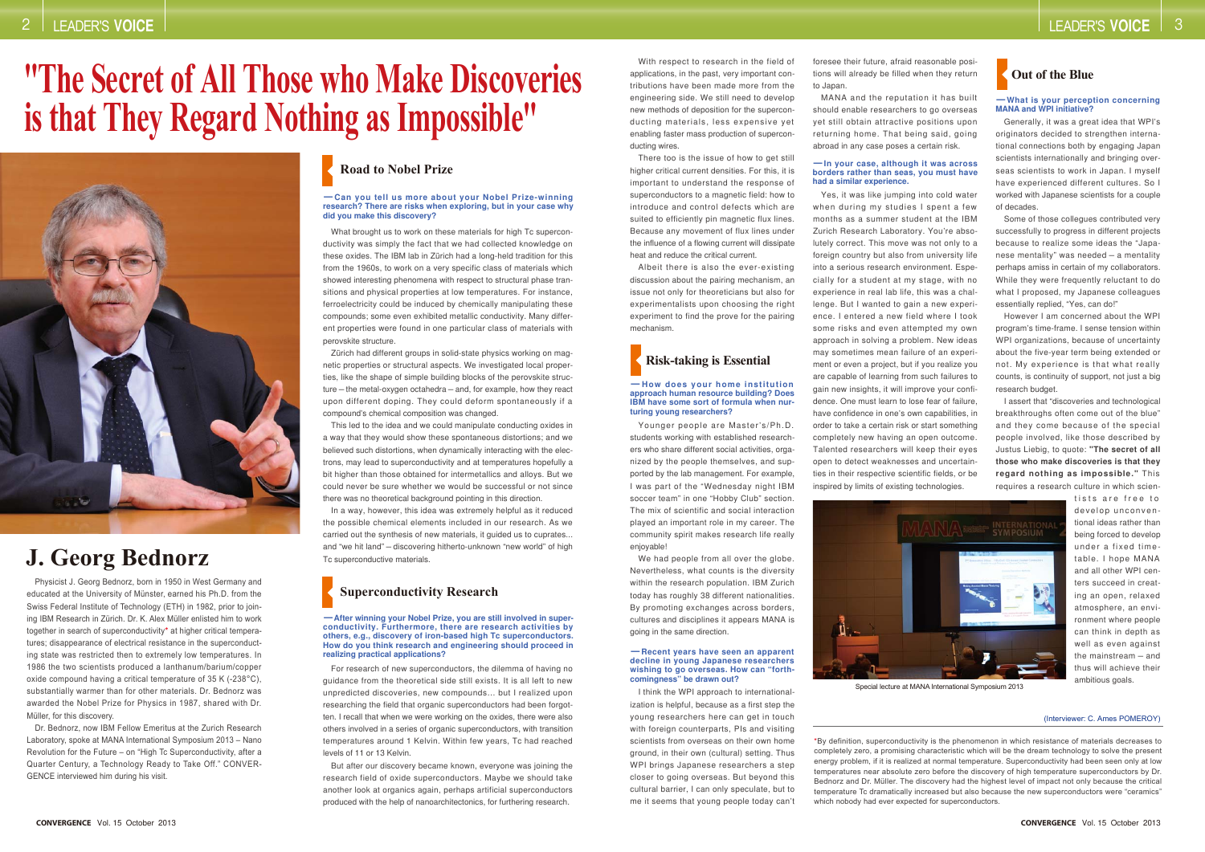# "The Secret of All Those who Make Discoveries is that They Regard Nothing as Impossible"

## J. Georg Bednorz

Physicist J. Georg Bednorz, born in 1950 in West Germany and educated at the University of Münster, earned his Ph.D. from the Swiss Federal Institute of Technology (ETH) in 1982, prior to joining IBM Research in Zürich. Dr. K. Alex Müller enlisted him to work together in search of superconductivity* at higher critical temperatures; disappearance of electrical resistance in the superconducting state was restricted then to extremely low temperatures. In 1986 the two scientists produced a lanthanum/barium/copper oxide compound having a critical temperature of 35 K (-238°C), substantially warmer than for other materials. Dr. Bednorz was awarded the Nobel Prize for Physics in 1987, shared with Dr. Müller, for this discovery.

Dr. Bednorz, now IBM Fellow Emeritus at the Zurich Research Laboratory, spoke at MANA International Symposium 2013 – Nano Revolution for the Future – on "High Tc Superconductivity, after a Quarter Century, a Technology Ready to Take Off." CONVERGENCE interviewed him during his visit.

### Road to Nobel Prize

**— Can you tell us more about your Nobel Prize-winning research? There are risks when exploring, but in your case why did you make this discovery?**

What brought us to work on these materials for high Tc superconductivity was simply the fact that we had collected knowledge on these oxides. The IBM lab in Zürich had a long-held tradition for this from the 1960s, to work on a very specific class of materials which showed interesting phenomena with respect to structural phase transitions and physical properties at low temperatures. For instance, ferroelectricity could be induced by chemically manipulating these compounds; some even exhibited metallic conductivity. Many different properties were found in one particular class of materials with perovskite structure.

Zürich had different groups in solid-state physics working on magnetic properties or structural aspects. We investigated local properties, like the shape of simple building blocks of the perovskite structure – the metal-oxygen octahedra – and, for example, how they react upon different doping. They could deform spontaneously if a compound's chemical composition was changed.

This led to the idea and we could manipulate conducting oxides in a way that they would show these spontaneous distortions; and we believed such distortions, when dynamically interacting with the electrons, may lead to superconductivity and at temperatures hopefully a bit higher than those obtained for intermetallics and alloys. But we could never be sure whether we would be successful or not since there was no theoretical background pointing in this direction.

In a way, however, this idea was extremely helpful as it reduced the possible chemical elements included in our research. As we carried out the synthesis of new materials, it guided us to cuprates... and "we hit land" – discovering hitherto-unknown "new world" of high Tc superconductive materials.

### Superconductivity Research

**— After winning your Nobel Prize, you are still involved in superconductivity. Furthermore, there are research activities by others, e.g., discovery of iron-based high Tc superconductors. How do you think research and engineering should proceed in realizing practical applications?**

For research of new superconductors, the dilemma of having no guidance from the theoretical side still exists. It is all left to new unpredicted discoveries, new compounds... but I realized upon researching the field that organic superconductors had been forgotten. I recall that when we were working on the oxides, there were also others involved in a series of organic superconductors, with transition temperatures around 1 Kelvin. Within few years, Tc had reached levels of 11 or 13 Kelvin.

But after our discovery became known, everyone was joining the research field of oxide superconductors. Maybe we should take another look at organics again, perhaps artificial superconductors produced with the help of nanoarchitectonics, for furthering research.

With respect to research in the field of applications, in the past, very important contributions have been made more from the engineering side. We still need to develop new methods of deposition for the superconducting materials, less expensive yet enabling faster mass production of superconducting wires.

There too is the issue of how to get still higher critical current densities. For this, it is important to understand the response of superconductors to a magnetic field: how to introduce and control defects which are suited to efficiently pin magnetic flux lines. Because any movement of flux lines under the influence of a flowing current will dissipate heat and reduce the critical current.

Albeit there is also the ever-existing discussion about the pairing mechanism, an issue not only for theoreticians but also for experimentalists upon choosing the right experiment to find the prove for the pairing mechanism.

### Risk-taking is Essential

**— How does your home institution approach human resource building? Does IBM have some sort of formula when nurturing young researchers?**

Younger people are Master's/Ph.D. students working with established researchers who share different social activities, organized by the people themselves, and supported by the lab management. For example, I was part of the "Wednesday night IBM soccer team" in one "Hobby Club" section. The mix of scientific and social interaction played an important role in my career. The community spirit makes research life really enjoyable!

We had people from all over the globe. Nevertheless, what counts is the diversity within the research population. IBM Zurich today has roughly 38 different nationalities. By promoting exchanges across borders, cultures and disciplines it appears MANA is going in the same direction.

**— Recent years have seen an apparent decline in young Japanese researchers wishing to go overseas. How can "forthcomingness" be drawn out?**

I think the WPI approach to internationalization is helpful, because as a first step the young researchers here can get in touch with foreign counterparts, PIs and visiting scientists from overseas on their own home ground, in their own (cultural) setting. Thus WPI brings Japanese researchers a step closer to going overseas. But beyond this cultural barrier, I can only speculate, but to me it seems that young people today can't foresee their future, afraid reasonable positions will already be filled when they return to Japan.

MANA and the reputation it has built should enable researchers to go overseas yet still obtain attractive positions upon returning home. That being said, going abroad in any case poses a certain risk.

**— In your case, although it was across borders rather than seas, you must have had a similar experience.**

Yes, it was like jumping into cold water when during my studies I spent a few months as a summer student at the IBM Zurich Research Laboratory. You're absolutely correct. This move was not only to a foreign country but also from university life into a serious research environment. Especially for a student at my stage, with no experience in real lab life, this was a challenge. But I wanted to gain a new experience. I entered a new field where I took some risks and even attempted my own approach in solving a problem. New ideas may sometimes mean failure of an experiment or even a project, but if you realize you are capable of learning from such failures to gain new insights, it will improve your confidence. One must learn to lose fear of failure, have confidence in one's own capabilities, in order to take a certain risk or start something completely new having an open outcome. Talented researchers will keep their eyes open to detect weaknesses and uncertainties in their respective scientific fields, or be inspired by limits of existing technologies.

Special lecture at MANA International Symposium 2013

### Out of the Blue

**— What is your perception concerning MANA and WPI initiative?**

Generally, it was a great idea that WPI's originators decided to strengthen international connections both by engaging Japan scientists internationally and bringing overseas scientists to work in Japan. I myself have experienced different cultures. So I worked with Japanese scientists for a couple of decades.

Some of those collegues contributed very successfully to progress in different projects because to realize some ideas the "Japanese mentality" was needed – a mentality perhaps amiss in certain of my collaborators. While they were frequently reluctant to do what I proposed, my Japanese colleagues essentially replied, "Yes, can do!"

However I am concerned about the WPI program's time-frame. I sense tension within WPI organizations, because of uncertainty about the five-year term being extended or not. My experience is that what really counts, is continuity of support, not just a big research budget.

I assert that "discoveries and technological breakthroughs often come out of the blue" and they come because of the special people involved, like those described by Justus Liebig, to quote: **"The secret of all those who make discoveries is that they regard nothing as impossible."** This requires a research culture in which scientists are free to develop unconventional ideas rather than being forced to develop under a fixed timetable. I hope MANA and all other WPI centers succeed in creating an open, relaxed atmosphere, an environment where people can think in depth as well as even against the mainstream – and thus will achieve their ambitious goals.

(Interviewer: C. Ames POMEROY)

*By definition, superconductivity is the phenomenon in which resistance of materials decreases to completely zero, a promising characteristic which will be the dream technology to solve the present energy problem, if it is realized at normal temperature. Superconductivity had been seen only at low temperatures near absolute zero before the discovery of high temperature superconductors by Dr. Bednorz and Dr. Müller. The discovery had the highest level of impact not only because the critical temperature Tc dramatically increased but also because the new superconductors were "ceramics" which nobody had ever expected for superconductors.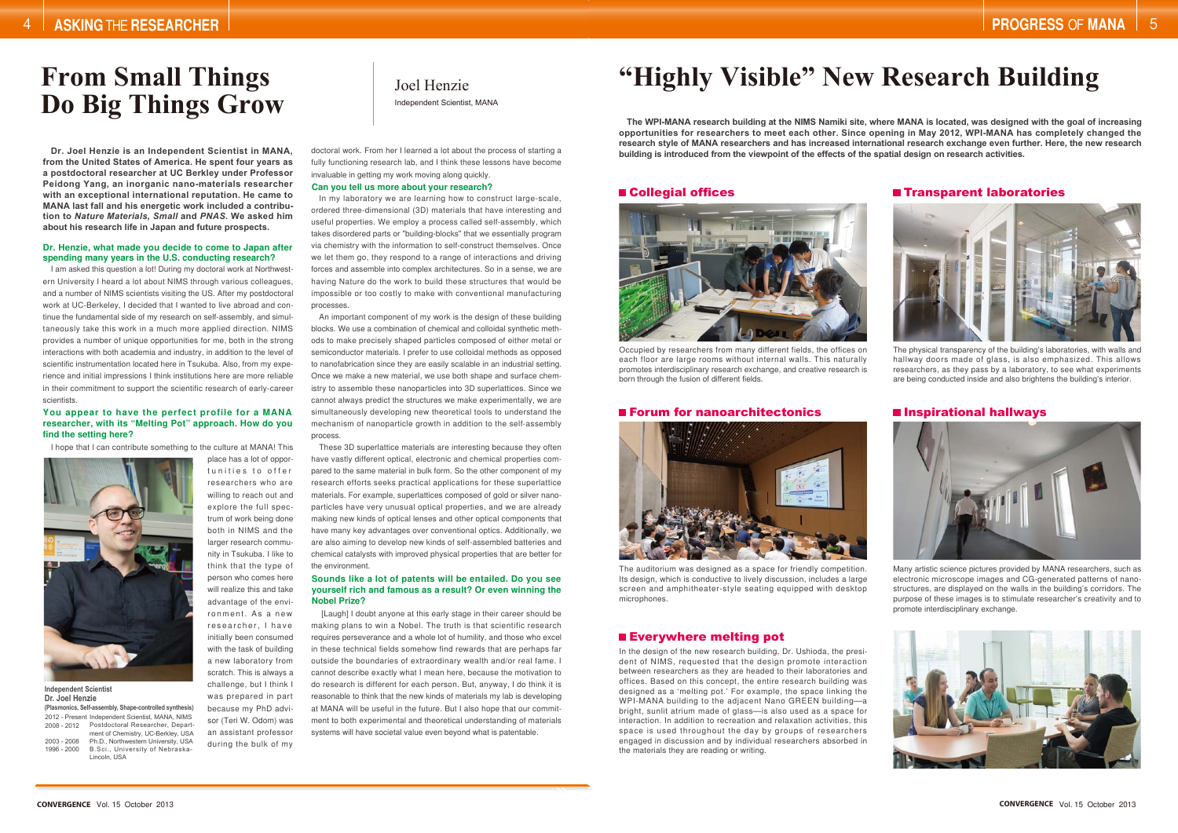# From Small Things Do Big Things Grow

Joel Henzie
Independent Scientist, MANA

**Dr. Joel Henzie is an Independent Scientist in MANA, from the United States of America. He spent four years as a postdoctoral researcher at UC Berkley under Professor Peidong Yang, an inorganic nano-materials researcher with an exceptional international reputation. He came to MANA last fall and his energetic work included a contribution to *Nature Materials, Small* and *PNAS*. We asked him about his research life in Japan and future prospects.**

### Dr. Henzie, what made you decide to come to Japan after spending many years in the U.S. conducting research?

I am asked this question a lot! During my doctoral work at Northwestern University I heard a lot about NIMS through various colleagues, and a number of NIMS scientists visiting the US. After my postdoctoral work at UC-Berkeley, I decided that I wanted to live abroad and continue the fundamental side of my research on self-assembly, and simultaneously take this work in a much more applied direction. NIMS provides a number of unique opportunities for me, both in the strong interactions with both academia and industry, in addition to the level of scientific instrumentation located here in Tsukuba. Also, from my experience and initial impressions I think institutions here are more reliable in their commitment to support the scientific research of early-career scientists.

### You appear to have the perfect profile for a MANA researcher, with its "Melting Pot" approach. How do you find the setting here?

I hope that I can contribute something to the culture at MANA! This place has a lot of opportunities to offer researchers who are willing to reach out and explore the full spectrum of work being done both in NIMS and the larger research community in Tsukuba. I like to think that the type of person who comes here will realize this and take advantage of the environment. As a new researcher, I have initially been consumed with the task of building a new laboratory from scratch. This is always a challenge, but I think I was prepared in part because my PhD advisor (Teri W. Odom) was an assistant professor during the bulk of my doctoral work. From her I learned a lot about the process of starting a fully functioning research lab, and I think these lessons have become invaluable in getting my work moving along quickly.

**Independent Scientist**
**Dr. Joel Henzie**
**(Plasmonics, Self-assembly, Shape-controlled synthesis)**
2012 - Present Independent Scientist, MANA, NIMS
2008 - 2012 Postdoctoral Researcher, Department of Chemistry, UC-Berkley, USA
2003 - 2008 Ph.D., Northwestern University, USA
1996 - 2000 B.Sci., University of Nebraska-Lincoln, USA

### Can you tell us more about your research?

In my laboratory we are learning how to construct large-scale, ordered three-dimensional (3D) materials that have interesting and useful properties. We employ a process called self-assembly, which takes disordered parts or "building-blocks" that we essentially program via chemistry with the information to self-construct themselves. Once we let them go, they respond to a range of interactions and driving forces and assemble into complex architectures. So in a sense, we are having Nature do the work to build these structures that would be impossible or too costly to make with conventional manufacturing processes.

An important component of my work is the design of these building blocks. We use a combination of chemical and colloidal synthetic methods to make precisely shaped particles composed of either metal or semiconductor materials. I prefer to use colloidal methods as opposed to nanofabrication since they are easily scalable in an industrial setting. Once we make a new material, we use both shape and surface chemistry to assemble these nanoparticles into 3D superlattices. Since we cannot always predict the structures we make experimentally, we are simultaneously developing new theoretical tools to understand the mechanism of nanoparticle growth in addition to the self-assembly process.

These 3D superlattice materials are interesting because they often have vastly different optical, electronic and chemical properties compared to the same material in bulk form. So the other component of my research efforts seeks practical applications for these superlattice materials. For example, superlattices composed of gold or silver nanoparticles have very unusual optical properties, and we are already making new kinds of optical lenses and other optical components that have many key advantages over conventional optics. Additionally, we are also aiming to develop new kinds of self-assembled batteries and chemical catalysts with improved physical properties that are better for the environment.

### Sounds like a lot of patents will be entailed. Do you see yourself rich and famous as a result? Or even winning the Nobel Prize?

[Laugh] I doubt anyone at this early stage in their career should be making plans to win a Nobel. The truth is that scientific research requires perseverance and a whole lot of humility, and those who excel in these technical fields somehow find rewards that are perhaps far outside the boundaries of extraordinary wealth and/or real fame. I cannot describe exactly what I mean here, because the motivation to do research is different for each person. But, anyway, I do think it is reasonable to think that the new kinds of materials my lab is developing at MANA will be useful in the future. But I also hope that our commitment to both experimental and theoretical understanding of materials systems will have societal value even beyond what is patentable.

# "Highly Visible" New Research Building

**The WPI-MANA research building at the NIMS Namiki site, where MANA is located, was designed with the goal of increasing opportunities for researchers to meet each other. Since opening in May 2012, WPI-MANA has completely changed the research style of MANA researchers and has increased international research exchange even further. Here, the new research building is introduced from the viewpoint of the effects of the spatial design on research activities.**

### Collegial offices

Occupied by researchers from many different fields, the offices on each floor are large rooms without internal walls. This naturally promotes interdisciplinary research exchange, and creative research is born through the fusion of different fields.

### Transparent laboratories

The physical transparency of the building's laboratories, with walls and hallway doors made of glass, is also emphasized. This allows researchers, as they pass by a laboratory, to see what experiments are being conducted inside and also brightens the building's interior.

### Forum for nanoarchitectonics

The auditorium was designed as a space for friendly competition. Its design, which is conductive to lively discussion, includes a large screen and amphitheater-style seating equipped with desktop microphones.

### Inspirational hallways

Many artistic science pictures provided by MANA researchers, such as electronic microscope images and CG-generated patterns of nanostructures, are displayed on the walls in the building's corridors. The purpose of these images is to stimulate researcher's creativity and to promote interdisciplinary exchange.

### Everywhere melting pot

In the design of the new research building, Dr. Ushioda, the president of NIMS, requested that the design promote interaction between researchers as they are headed to their laboratories and offices. Based on this concept, the entire research building was designed as a 'melting pot.' For example, the space linking the WPI-MANA building to the adjacent Nano GREEN building—a bright, sunlit atrium made of glass—is also used as a space for interaction. In addition to recreation and relaxation activities, this space is used throughout the day by groups of researchers engaged in discussion and by individual researchers absorbed in the materials they are reading or writing.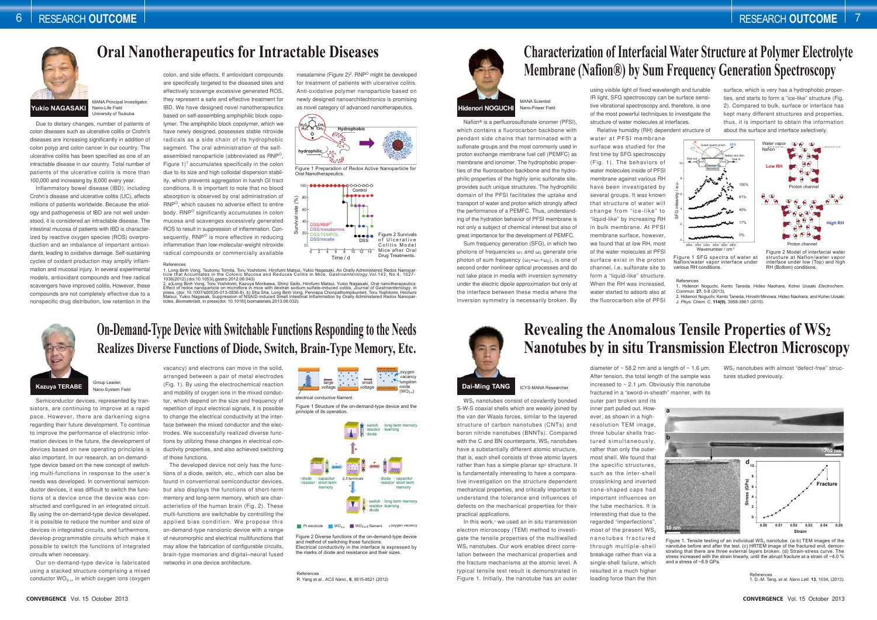# Oral Nanotherapeutics for Intractable Diseases

**Yukio NAGASAKI**
MANA Principal Investigator, Nano-Life Field
University of Tsukuba

Due to dietary changes, number of patients of colon diseases such as ulcerative colitis or Crohn's diseases are increasing significantly in addition of colon polyp and colon cancer in our country. The ulcerative colitis has been specified as one of an intractable disease in our country. Total number of patients of the ulcerative colitis is more than 100,000 and increasing by 8,000 every year.

Inflammatory bowel disease (IBD), including Crohn's disease and ulcerative colitis (UC), affects millions of patients worldwide. Because the etiology and pathogenesis of IBD are not well understood, it is considered an intractable disease. The intestinal mucosa of patients with IBD is characterized by reactive oxygen species (ROS) overproduction and an imbalance of important antioxidants, leading to oxidative damage. Self-sustaining cycles of oxidant production may amplify inflammation and mucosal injury. In several experimental models, antioxidant compounds and free radical scavengers have improved colitis. However, these compounds are not completely effective due to a nonspecific drug distribution, low retention in the colon, and side effects. If antioxidant compounds are specifically targeted to the diseased sites and effectively scavenge excessive generated ROS, they represent a safe and effective treatment for IBD. We have designed novel nanotherapeutics based on self-assembling amphiphilic block copolymer. The amphiphilic block copolymer, which we have newly designed, possesses stable nitroxide radicals as a side chain of its hydrophobic segment. The oral administration of the self-assembled nanoparticle (abbreviated as $RNP^O$, Figure 1)[1] accumulates specifically in the colon due to its size and high colloidal dispersion stability, which prevents aggregation in harsh GI tract conditions. It is important to note that no blood absorption is observed by oral administration of $RNP^O$, which causes no adverse effect to entire body. $RNP^O$ significantly accumulates in colon mucosa and scavenges excessively generated ROS to result in suppression of inflammation. Consequently, $RNP^O$ is more effective in reducing inflammation than low-molecular-weight nitroxide radical compounds or commercially available mesalamine (Figure 2)[2]. $RNP^O$ might be developed for treatment of patients with ulcerative colitis. Anti-oxidative polymer nanoparticle based on newly designed nanoarchitechtonics is promising as novel category of advanced nanotherapeutics.

Hydrophobic
hydrophilic

Figure 1 Preparation of Redox Active Nanoparticle for Oral Nanotherapeutics.

Survival rate (%)
Time / d
Control
DSS/$RNP^O$
DSS/mesalamine
DSS/TEMPOL
DSS/micelle
DSS

Figure 2 Survivals of Ulcerative Colitis Model Mice after Oral Drug Treatments.

References
1. Long Binh Vong, Tsutomu Tomita, Toru Yoshitomi, Hirofumi Matsui, Yukio Nagasaki, An Orally Administered Redox Nanoparticle that Accumulates in the Colonic Mucosa and Reduces Colitis in Mice, *Gastroenterology*,Vol.143, No.4, 1027-1036(2012).(doi:10.1053/j.gastro.2012.06.043)
2. a)Long Binh Vong, Toru Yoshitomi, Kazuya Morikawa, Shinji Saito, Hirofumi Matsui, Yukio Nagasaki, Oral nanotherapeutics: Effect of redox nanoparticle on microflora in mice with dextran sodium sulfate-induced colitis, *Journal of Gastroenterology*, in press. (doi: 10.1007/s00535-013-0836-8), b) Sha Sha, Long Binh Vong, Pennapa Chonpathompikunlert, Toru Yoshitomi, Hirofumi Matsui, Yukio Nagasak, Suppression of NSAID-induced Small Intestinal Inflammation by Orally Administered Redox Nanoparticles, *Biomaterials*, in press(doi: 10.1016/j.biomaterials.2013.06.032).

# Characterization of Interfacial Water Structure at Polymer Electrolyte Membrane (Nafion®) by Sum Frequency Generation Spectroscopy

**Hidenori NOGUCHI**
MANA Scientist
Nano-Power Field

Nafion® is a perfluorosulfonate ionomer (PFSI), which contains a fluorocarbon backbone with pendant side chains that terminated with a sulfonate groups and the most commonly used in proton exchange membrane fuel cell (PEMFC) as membrane and ionomer. The hydrophobic properties of the fluorocarbon backbone and the hydrophilic properties of the highly ionic sulfonate site, provides such unique structures. The hydrophilic domain of the PFSI facilitates the uptake and transport of water and proton which strongly affect the performance of a PEMFC. Thus, understanding of the hydration behavior of PFSI membrane is not only a subject of chemical interest but also of great importance for the development of PEMFC.

Sum frequency generation (SFG), in which two photons of frequencies $\omega_1$ and $\omega_2$ generate one photon of sum frequency ($\omega_3=\omega_1+\omega_2$), is one of second order nonlinear optical processes and do not take place in media with inversion symmetry under the electric dipole approximation but only at the interface between these media where the inversion symmetry is necessarily broken. By using visible light of fixed wavelength and tunable IR light, SFG spectroscopy can be surface sensitive vibrational spectroscopy and, therefore, is one of the most powerful techniques to investigate the structure of water molecules at interfaces.

Relative humidity (RH) dependent structure of water at PFSI membrane surface was studied for the first time by SFG spectroscopy (Fig. 1). The behaviors of water molecules inside of PFSI membrane against various RH have been investigated by several groups. It was known that structure of water will change from "ice-like" to "liquid-like" by increasing RH in bulk membrane. At PFSI membrane surface, however, we found that at low RH, most of the water molecules at PFSI surface exist in the proton channel, i.e. sulfonate site to form a "liquid-like" structure. When the RH was increased, water started to adsorb also at the fluorocarbon site of PFSI surface, which is very has a hydrophobic properties, and starts to form a "ice-like" structure (Fig. 2). Compared to bulk, surface or interface has kept many different structures and properties, thus, it is important to obtain the information about the surface and interface selectively.

SFG intensity / a.u.
Wavenumber / cm⁻¹
100%
61%
40%
17%
0%
Gas out
Gas in
fused quartz prism
Nafion thin film

Figure 1 SFG spectra of water at Nafion/water vapor interface under various RH conditions.

Water vapor
Nafion
Low RH
Proton channel
High RH
Proton channel

Figure 2 Model of interfacial water structure at Nafion/water vapor interface under low (Top) and high RH (Bottom) conditions.

References
1. Hidenori Noguchi, Kento Taneda, Hideo Naohara, Kohei Uosaki *Electrochem. Commun.* **27**, 5-8 (2013).
2. Hidenori Noguchi, Kento Taneda, Hiroshi Minowa, Hideo Naohara, and Kohei Uosaki *J. Phys. Chem. C*, **114(9)**, 3958-3961 (2010).

# On-Demand-Type Device with Switchable Functions Responding to the Needs Realizes Diverse Functions of Diode, Switch, Brain-Type Memory, Etc.

**Kazuya TERABE**
Group Leader, Nano-System Field

Semiconductor devices, represented by transistors, are continuing to improve at a rapid pace. However, there are darkening signs regarding their future development. To continue to improve the performance of electronic information devices in the future, the development of devices based on new operating principles is also important. In our research, an on-demand-type device based on the new concept of switching multi-functions in response to the user's needs was developed. In conventional semiconductor devices, it was difficult to switch the functions of a device once the device was constructed and configured in an integrated circuit. By using the on-demand-type device developed, it is possible to reduce the number and size of devices in integrated circuits, and furthermore, develop programmable circuits which make it possible to switch the functions of integrated circuits when necessary.

Our on-demand-type device is fabricated using a stacked structure comprising a mixed conductor $WO_{3-x}$, in which oxygen ions (oxygen vacancy) and electrons can move in the solid, arranged between a pair of metal electrodes (Fig. 1). By using the electrochemical reaction and mobility of oxygen ions in the mixed conductor, which depend on the size and frequency of repetition of input electrical signals, it is possible to change the electrical conductivity at the interface between the mixed conductor and the electrodes. We successfully realized diverse functions by utilizing these changes in electrical conductivity properties, and also achieved switching of those functions.

The developed device not only has the functions of a diode, switch, etc., which can also be found in conventional semiconductor devices, but also displays the functions of short-term memory and long-term memory, which are characteristics of the human brain (Fig. 2). These multi-functions are switchable by controlling the applied bias condition. We propose this on-demand-type nanoionic device with a range of neuromorphic and electrical multifunctions that may allow the fabrication of configurable circuits, brain-type memories and digital–neural fused networks in one device architecture.

large voltage
small voltage
oxygen vacancy
tungsten oxide ($WO_{3-x}$)
electrical conductive filament

Figure 1 Structure of the on-demand-type device and the principle of its operation.

switch · long term memory
resistor · learning
diode
diode · capacitor
resistor · short term memory
2,3 terminals
diode · capacitor
resistor· short term memory
switch · long term memory
resistor· learning
diode
Pt electrode
$WO_{3-x}$
$WO_{3-x-\delta}$ filament
oxygen vacancy

Figure 2 Diverse functions of the on-demand-type device and method of switching those functions.
Electrical conductivity in the interface is expressed by the marks of diode and resistance and their sizes.

References
R. Yang et al., *ACS Nano.*, **6**, 9515-9521 (2012)

# Revealing the Anomalous Tensile Properties of $WS_2$ Nanotubes by in situ Transmission Electron Microscopy

**Dai-Ming TANG**
ICYS-MANA Researcher

$WS_2$ nanotubes consist of covalently bonded S-W-S coaxial shells which are weakly joined by the van der Waals forces, similar to the layered structure of carbon nanotubes (CNTs) and boron nitride nanotubes (BNNTs). Compared with the C and BN counterparts, $WS_2$ nanotubes have a substantially different atomic structure, that is, each shell consists of three atomic layers rather than has a simple planar $sp^2$ structure. It is fundamentally interesting to have a comparative investigation on the structure dependent mechanical properties, and critically important to understand the tolerance and influences of defects on the mechanical properties for their practical applications.

In this work,[1] we used an in situ transmission electron microscopy (TEM) method to investigate the tensile properties of the multiwalled $WS_2$ nanotubes. Our work enables direct correlation between the mechanical properties and the fracture mechanisms at the atomic level. A typical tensile test result is demonstrated in Figure 1. Initially, the nanotube has an outer diameter of ~ 58.2 nm and a length of ~ 1.6 μm. After tension, the total length of the sample was increased to ~ 2.1 μm. Obviously this nanotube fractured in a "sword-in-sheath" manner, with its outer part broken and its inner part pulled out. However, as shown in a high-resolution TEM image, three tubular shells fractured simultaneously, rather than only the outermost shell. We found that the specific structures, such as the inter-shell crosslinking and inverted cone-shaped caps had important influences on the tube mechanics. It is interesting that due to the regarded "imperfections", most of the present $WS_2$ nanotubes fractured through multiple-shell breakage rather than via a single-shell failure, which resulted in a much higher loading force than the thin $WS_2$ nanotubes with almost "defect-free" structures studied previously.

a
b
200 nm
c
10 nm
d
Stress (GPa)
Strain
Fracture

Figure 1. Tensile testing of an individual $WS_2$ nanotube. (a-b) TEM images of the nanotube before and after the test. (c) HRTEM image of the fractured end, demonstrating that there are three external layers broken. (d) Strain-stress curve. The stress increased with the strain linearly, until the abrupt fracture at a strain of ~4.0 % and a stress of ~8.9 GPa.

References
1. D.-M. Tang, et al. *Nano Lett.* **13**, 1034, (2013).